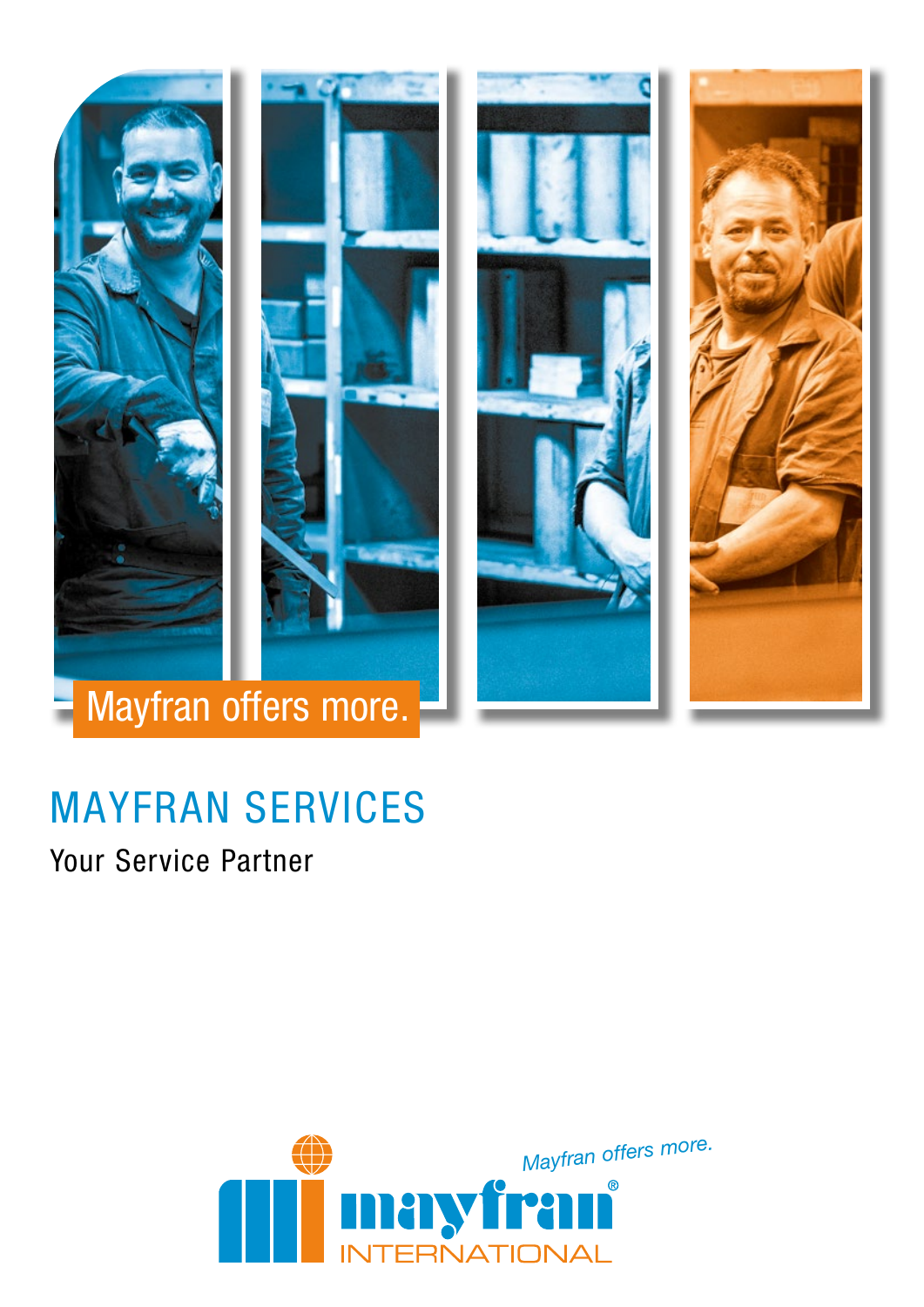Mayfran offers more.

# MAYFRAN SERVICES

Your Service Partner

*Mayfran offers more.*

mayfran® INTERNATIONAL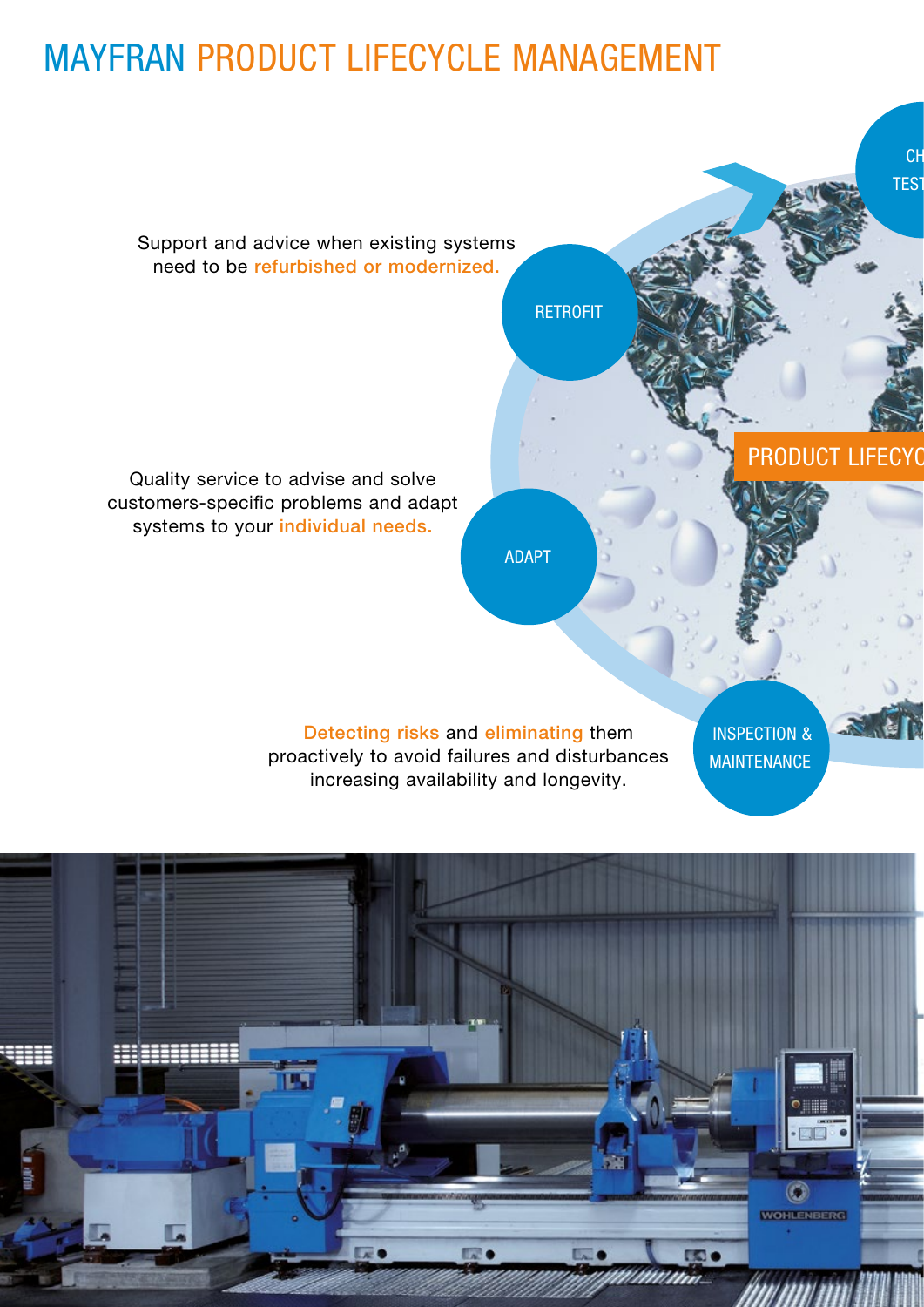# MAYFRAN PRODUCT LIFECYCLE MANAGEMENT

Support and advice when existing systems need to be **refurbished or modernized.**

RETROFIT

Quality service to advise and solve customers-specific problems and adapt systems to your **individual needs.**

ADAPT

**Detecting risks** and **eliminating** them proactively to avoid failures and disturbances increasing availability and longevity.

INSPECTION & MAINTENANCE

PRODUCT LIFECYC

CH
TEST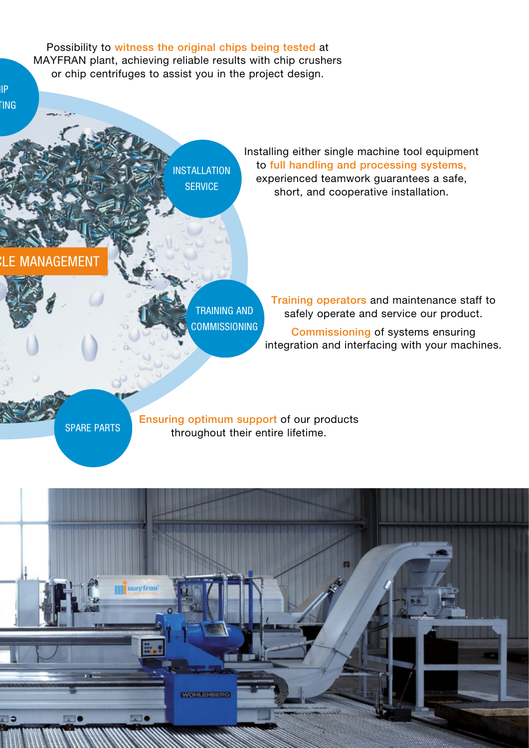Possibility to **witness the original chips being tested** at MAYFRAN plant, achieving reliable results with chip crushers or chip centrifuges to assist you in the project design.

IP
TING

## INSTALLATION SERVICE

Installing either single machine tool equipment to **full handling and processing systems,** experienced teamwork guarantees a safe, short, and cooperative installation.

## LE MANAGEMENT

## TRAINING AND COMMISSIONING

**Training operators** and maintenance staff to safely operate and service our product.

**Commissioning** of systems ensuring integration and interfacing with your machines.

## SPARE PARTS

**Ensuring optimum support** of our products throughout their entire lifetime.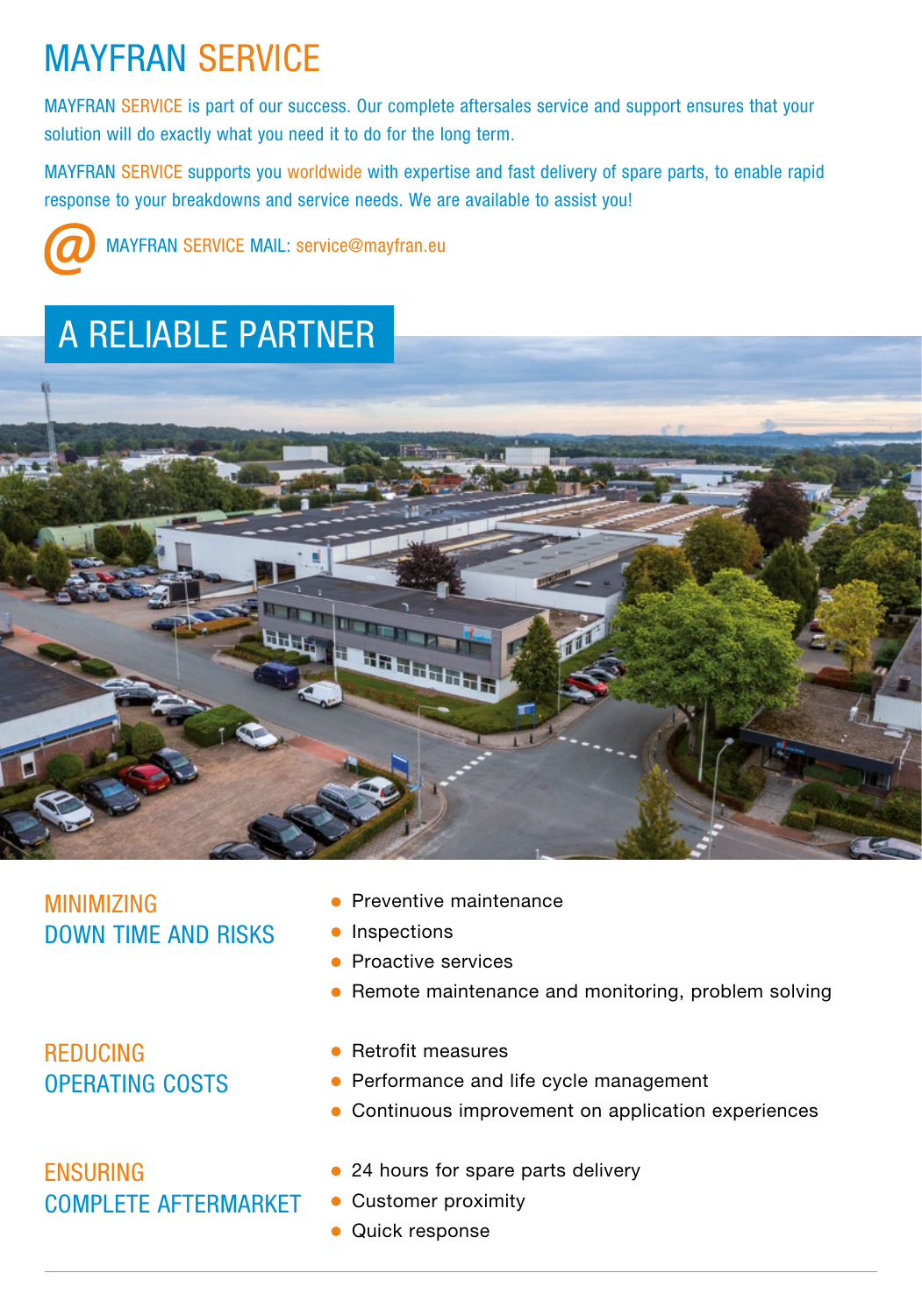# MAYFRAN SERVICE

MAYFRAN SERVICE is part of our success. Our complete aftersales service and support ensures that your solution will do exactly what you need it to do for the long term.

MAYFRAN SERVICE supports you worldwide with expertise and fast delivery of spare parts, to enable rapid response to your breakdowns and service needs. We are available to assist you!

MAYFRAN SERVICE MAIL: service@mayfran.eu

## A RELIABLE PARTNER

### MINIMIZING DOWN TIME AND RISKS

- Preventive maintenance
- Inspections
- Proactive services
- Remote maintenance and monitoring, problem solving

### REDUCING OPERATING COSTS

- Retrofit measures
- Performance and life cycle management
- Continuous improvement on application experiences

### ENSURING COMPLETE AFTERMARKET

- 24 hours for spare parts delivery
- Customer proximity
- Quick response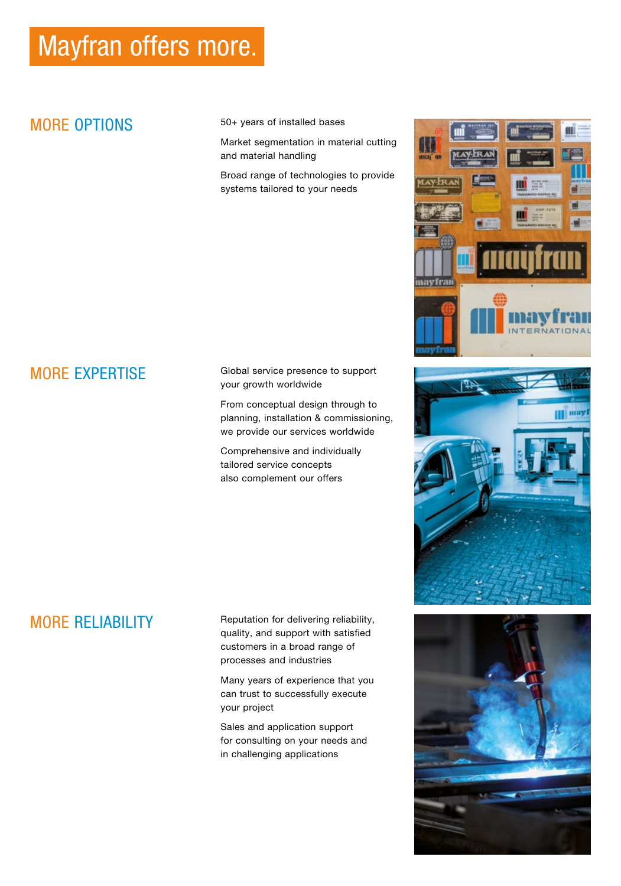# Mayfran offers more.

## MORE OPTIONS

50+ years of installed bases

Market segmentation in material cutting and material handling

Broad range of technologies to provide systems tailored to your needs

## MORE EXPERTISE

Global service presence to support your growth worldwide

From conceptual design through to planning, installation & commissioning, we provide our services worldwide

Comprehensive and individually tailored service concepts also complement our offers

## MORE RELIABILITY

Reputation for delivering reliability, quality, and support with satisfied customers in a broad range of processes and industries

Many years of experience that you can trust to successfully execute your project

Sales and application support for consulting on your needs and in challenging applications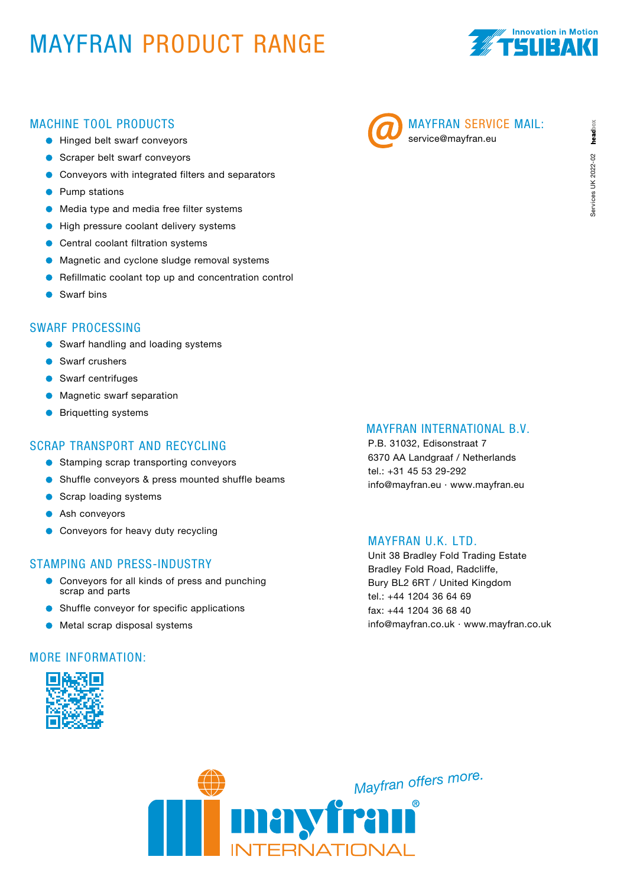# MAYFRAN PRODUCT RANGE

## MACHINE TOOL PRODUCTS

- Hinged belt swarf conveyors
- Scraper belt swarf conveyors
- Conveyors with integrated filters and separators
- Pump stations
- Media type and media free filter systems
- High pressure coolant delivery systems
- Central coolant filtration systems
- Magnetic and cyclone sludge removal systems
- Refillmatic coolant top up and concentration control
- Swarf bins

## SWARF PROCESSING

- Swarf handling and loading systems
- Swarf crushers
- Swarf centrifuges
- Magnetic swarf separation
- Briquetting systems

## SCRAP TRANSPORT AND RECYCLING

- Stamping scrap transporting conveyors
- Shuffle conveyors & press mounted shuffle beams
- Scrap loading systems
- Ash conveyors
- Conveyors for heavy duty recycling

## STAMPING AND PRESS-INDUSTRY

- Conveyors for all kinds of press and punching scrap and parts
- Shuffle conveyor for specific applications
- Metal scrap disposal systems

## MORE INFORMATION:

## MAYFRAN SERVICE MAIL:

service@mayfran.eu

## MAYFRAN INTERNATIONAL B.V.

P.B. 31032, Edisonstraat 7
6370 AA Landgraaf / Netherlands
tel.: +31 45 53 29-292
info@mayfran.eu · www.mayfran.eu

## MAYFRAN U.K. LTD.

Unit 38 Bradley Fold Trading Estate
Bradley Fold Road, Radcliffe,
Bury BL2 6RT / United Kingdom
tel.: +44 1204 36 64 69
fax: +44 1204 36 68 40
info@mayfran.co.uk · www.mayfran.co.uk

Services UK 2022-02

*Mayfran offers more.*

mayfran® INTERNATIONAL